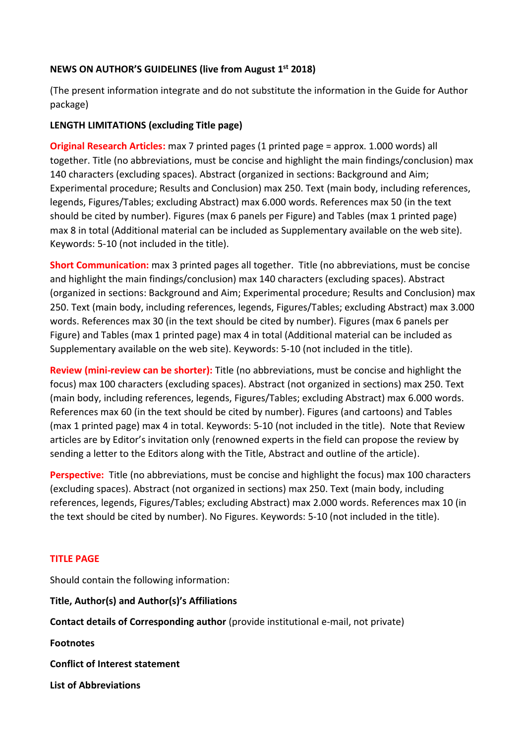**NEWS ON AUTHOR'S GUIDELINES (live from August 1st 2018)**

(The present information integrate and do not substitute the information in the Guide for Author package)

**LENGTH LIMITATIONS (excluding Title page)**

**Original Research Articles:** max 7 printed pages (1 printed page = approx. 1.000 words) all together. Title (no abbreviations, must be concise and highlight the main findings/conclusion) max 140 characters (excluding spaces). Abstract (organized in sections: Background and Aim; Experimental procedure; Results and Conclusion) max 250. Text (main body, including references, legends, Figures/Tables; excluding Abstract) max 6.000 words. References max 50 (in the text should be cited by number). Figures (max 6 panels per Figure) and Tables (max 1 printed page) max 8 in total (Additional material can be included as Supplementary available on the web site). Keywords: 5-10 (not included in the title).

**Short Communication:** max 3 printed pages all together. Title (no abbreviations, must be concise and highlight the main findings/conclusion) max 140 characters (excluding spaces). Abstract (organized in sections: Background and Aim; Experimental procedure; Results and Conclusion) max 250. Text (main body, including references, legends, Figures/Tables; excluding Abstract) max 3.000 words. References max 30 (in the text should be cited by number). Figures (max 6 panels per Figure) and Tables (max 1 printed page) max 4 in total (Additional material can be included as Supplementary available on the web site). Keywords: 5-10 (not included in the title).

**Review (mini-review can be shorter):** Title (no abbreviations, must be concise and highlight the focus) max 100 characters (excluding spaces). Abstract (not organized in sections) max 250. Text (main body, including references, legends, Figures/Tables; excluding Abstract) max 6.000 words. References max 60 (in the text should be cited by number). Figures (and cartoons) and Tables (max 1 printed page) max 4 in total. Keywords: 5-10 (not included in the title). Note that Review articles are by Editor's invitation only (renowned experts in the field can propose the review by sending a letter to the Editors along with the Title, Abstract and outline of the article).

**Perspective:** Title (no abbreviations, must be concise and highlight the focus) max 100 characters (excluding spaces). Abstract (not organized in sections) max 250. Text (main body, including references, legends, Figures/Tables; excluding Abstract) max 2.000 words. References max 10 (in the text should be cited by number). No Figures. Keywords: 5-10 (not included in the title).

**TITLE PAGE**

Should contain the following information:

**Title, Author(s) and Author(s)'s Affiliations**

**Contact details of Corresponding author** (provide institutional e-mail, not private)

**Footnotes**

**Conflict of Interest statement**

**List of Abbreviations**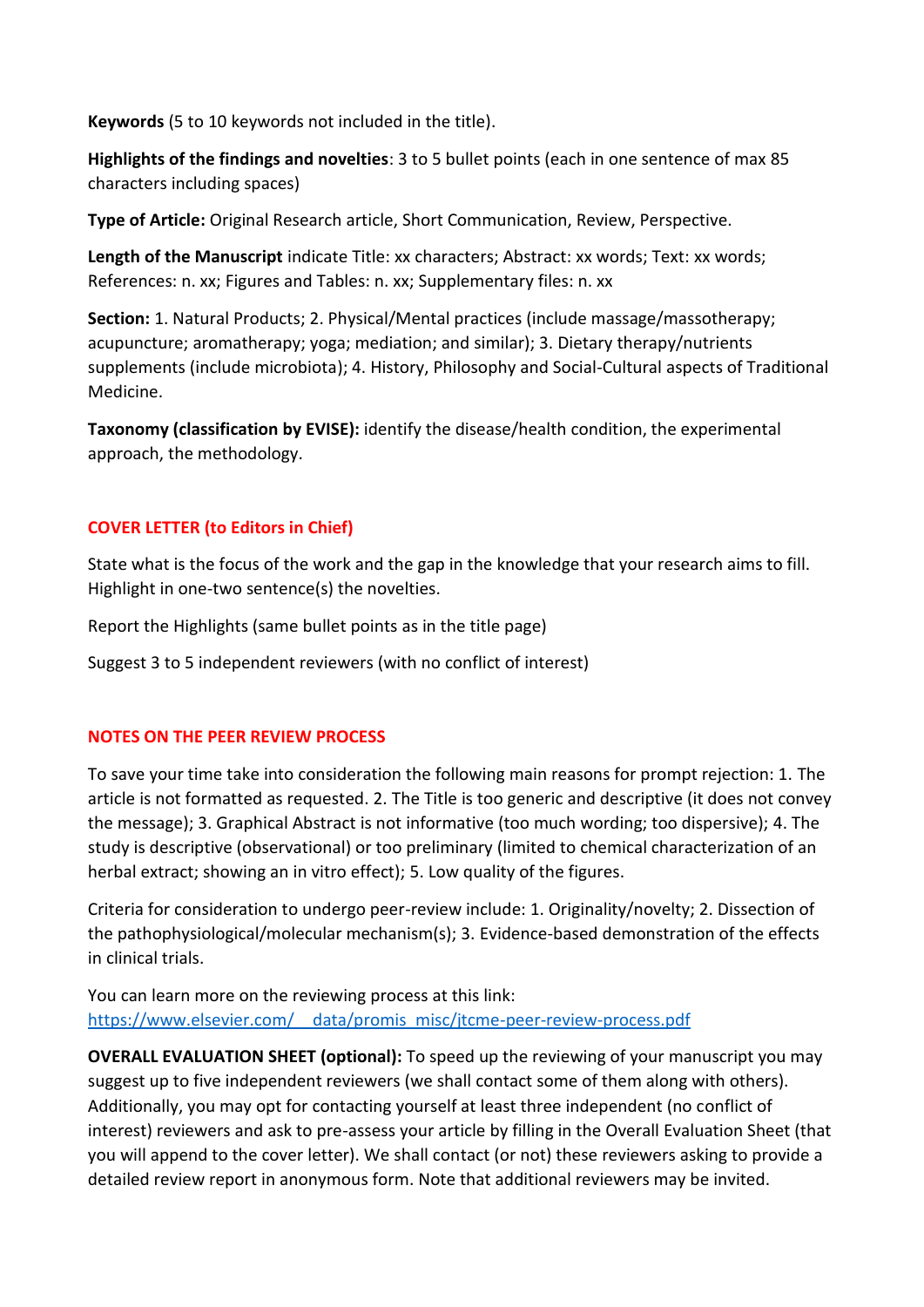**Keywords** (5 to 10 keywords not included in the title).

**Highlights of the findings and novelties**: 3 to 5 bullet points (each in one sentence of max 85 characters including spaces)

**Type of Article:** Original Research article, Short Communication, Review, Perspective.

**Length of the Manuscript** indicate Title: xx characters; Abstract: xx words; Text: xx words; References: n. xx; Figures and Tables: n. xx; Supplementary files: n. xx

**Section:** 1. Natural Products; 2. Physical/Mental practices (include massage/massotherapy; acupuncture; aromatherapy; yoga; mediation; and similar); 3. Dietary therapy/nutrients supplements (include microbiota); 4. History, Philosophy and Social-Cultural aspects of Traditional Medicine.

**Taxonomy (classification by EVISE):** identify the disease/health condition, the experimental approach, the methodology.

## COVER LETTER (to Editors in Chief)

State what is the focus of the work and the gap in the knowledge that your research aims to fill. Highlight in one-two sentence(s) the novelties.

Report the Highlights (same bullet points as in the title page)

Suggest 3 to 5 independent reviewers (with no conflict of interest)

## NOTES ON THE PEER REVIEW PROCESS

To save your time take into consideration the following main reasons for prompt rejection: 1. The article is not formatted as requested. 2. The Title is too generic and descriptive (it does not convey the message); 3. Graphical Abstract is not informative (too much wording; too dispersive); 4. The study is descriptive (observational) or too preliminary (limited to chemical characterization of an herbal extract; showing an in vitro effect); 5. Low quality of the figures.

Criteria for consideration to undergo peer-review include: 1. Originality/novelty; 2. Dissection of the pathophysiological/molecular mechanism(s); 3. Evidence-based demonstration of the effects in clinical trials.

You can learn more on the reviewing process at this link: https://www.elsevier.com/__data/promis_misc/jtcme-peer-review-process.pdf

**OVERALL EVALUATION SHEET (optional):** To speed up the reviewing of your manuscript you may suggest up to five independent reviewers (we shall contact some of them along with others). Additionally, you may opt for contacting yourself at least three independent (no conflict of interest) reviewers and ask to pre-assess your article by filling in the Overall Evaluation Sheet (that you will append to the cover letter). We shall contact (or not) these reviewers asking to provide a detailed review report in anonymous form. Note that additional reviewers may be invited.